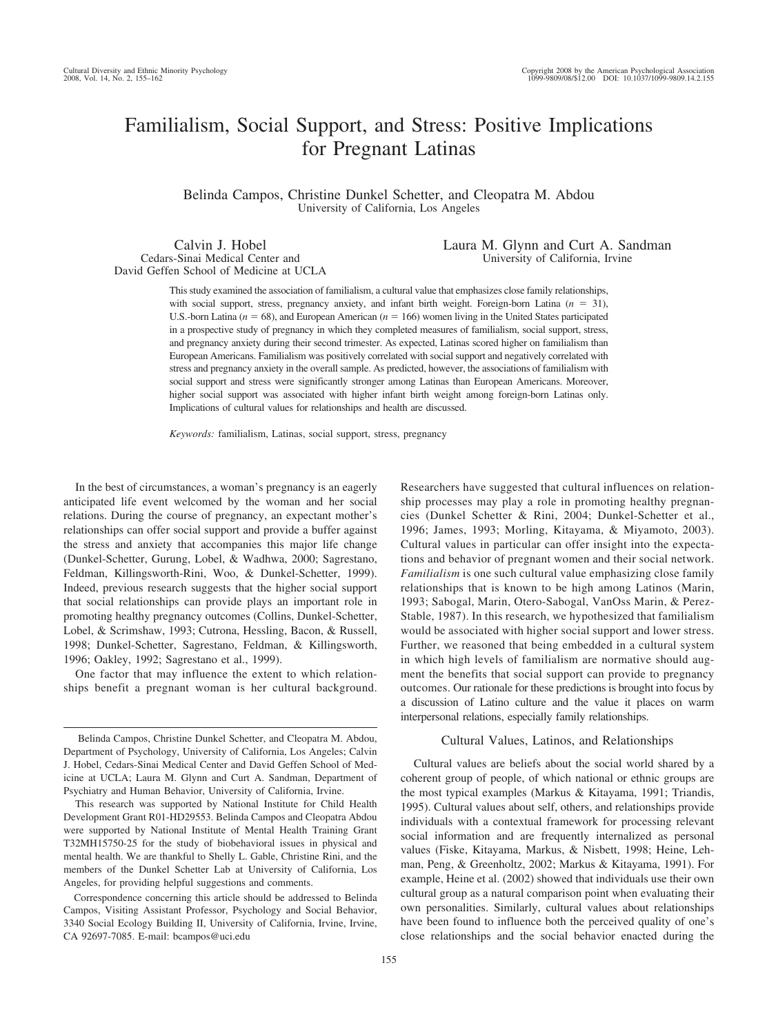# Familialism, Social Support, and Stress: Positive Implications for Pregnant Latinas

Belinda Campos, Christine Dunkel Schetter, and Cleopatra M. Abdou
University of California, Los Angeles

Calvin J. Hobel
Cedars-Sinai Medical Center and David Geffen School of Medicine at UCLA

Laura M. Glynn and Curt A. Sandman
University of California, Irvine

This study examined the association of familialism, a cultural value that emphasizes close family relationships, with social support, stress, pregnancy anxiety, and infant birth weight. Foreign-born Latina ($n = 31$), U.S.-born Latina ($n = 68$), and European American ($n = 166$) women living in the United States participated in a prospective study of pregnancy in which they completed measures of familialism, social support, stress, and pregnancy anxiety during their second trimester. As expected, Latinas scored higher on familialism than European Americans. Familialism was positively correlated with social support and negatively correlated with stress and pregnancy anxiety in the overall sample. As predicted, however, the associations of familialism with social support and stress were significantly stronger among Latinas than European Americans. Moreover, higher social support was associated with higher infant birth weight among foreign-born Latinas only. Implications of cultural values for relationships and health are discussed.

*Keywords:* familialism, Latinas, social support, stress, pregnancy

In the best of circumstances, a woman's pregnancy is an eagerly anticipated life event welcomed by the woman and her social relations. During the course of pregnancy, an expectant mother's relationships can offer social support and provide a buffer against the stress and anxiety that accompanies this major life change (Dunkel-Schetter, Gurung, Lobel, & Wadhwa, 2000; Sagrestano, Feldman, Killingsworth-Rini, Woo, & Dunkel-Schetter, 1999). Indeed, previous research suggests that the higher social support that social relationships can provide plays an important role in promoting healthy pregnancy outcomes (Collins, Dunkel-Schetter, Lobel, & Scrimshaw, 1993; Cutrona, Hessling, Bacon, & Russell, 1998; Dunkel-Schetter, Sagrestano, Feldman, & Killingsworth, 1996; Oakley, 1992; Sagrestano et al., 1999).

One factor that may influence the extent to which relationships benefit a pregnant woman is her cultural background. Researchers have suggested that cultural influences on relationship processes may play a role in promoting healthy pregnancies (Dunkel Schetter & Rini, 2004; Dunkel-Schetter et al., 1996; James, 1993; Morling, Kitayama, & Miyamoto, 2003). Cultural values in particular can offer insight into the expectations and behavior of pregnant women and their social network. *Familialism* is one such cultural value emphasizing close family relationships that is known to be high among Latinos (Marin, 1993; Sabogal, Marin, Otero-Sabogal, VanOss Marin, & Perez-Stable, 1987). In this research, we hypothesized that familialism would be associated with higher social support and lower stress. Further, we reasoned that being embedded in a cultural system in which high levels of familialism are normative should augment the benefits that social support can provide to pregnancy outcomes. Our rationale for these predictions is brought into focus by a discussion of Latino culture and the value it places on warm interpersonal relations, especially family relationships.

## Cultural Values, Latinos, and Relationships

Cultural values are beliefs about the social world shared by a coherent group of people, of which national or ethnic groups are the most typical examples (Markus & Kitayama, 1991; Triandis, 1995). Cultural values about self, others, and relationships provide individuals with a contextual framework for processing relevant social information and are frequently internalized as personal values (Fiske, Kitayama, Markus, & Nisbett, 1998; Heine, Lehman, Peng, & Greenholtz, 2002; Markus & Kitayama, 1991). For example, Heine et al. (2002) showed that individuals use their own cultural group as a natural comparison point when evaluating their own personalities. Similarly, cultural values about relationships have been found to influence both the perceived quality of one's close relationships and the social behavior enacted during the

---

Belinda Campos, Christine Dunkel Schetter, and Cleopatra M. Abdou, Department of Psychology, University of California, Los Angeles; Calvin J. Hobel, Cedars-Sinai Medical Center and David Geffen School of Medicine at UCLA; Laura M. Glynn and Curt A. Sandman, Department of Psychiatry and Human Behavior, University of California, Irvine.

This research was supported by National Institute for Child Health Development Grant R01-HD29553. Belinda Campos and Cleopatra Abdou were supported by National Institute of Mental Health Training Grant T32MH15750-25 for the study of biobehavioral issues in physical and mental health. We are thankful to Shelly L. Gable, Christine Rini, and the members of the Dunkel Schetter Lab at University of California, Los Angeles, for providing helpful suggestions and comments.

Correspondence concerning this article should be addressed to Belinda Campos, Visiting Assistant Professor, Psychology and Social Behavior, 3340 Social Ecology Building II, University of California, Irvine, Irvine, CA 92697-7085. E-mail: bcampos@uci.edu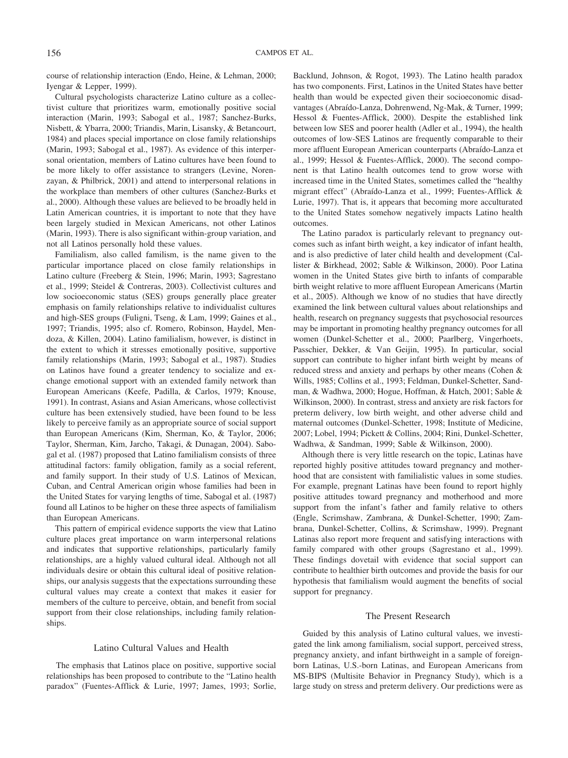course of relationship interaction (Endo, Heine, & Lehman, 2000; Iyengar & Lepper, 1999).

Cultural psychologists characterize Latino culture as a collectivist culture that prioritizes warm, emotionally positive social interaction (Marin, 1993; Sabogal et al., 1987; Sanchez-Burks, Nisbett, & Ybarra, 2000; Triandis, Marin, Lisansky, & Betancourt, 1984) and places special importance on close family relationships (Marin, 1993; Sabogal et al., 1987). As evidence of this interpersonal orientation, members of Latino cultures have been found to be more likely to offer assistance to strangers (Levine, Norenzayan, & Philbrick, 2001) and attend to interpersonal relations in the workplace than members of other cultures (Sanchez-Burks et al., 2000). Although these values are believed to be broadly held in Latin American countries, it is important to note that they have been largely studied in Mexican Americans, not other Latinos (Marin, 1993). There is also significant within-group variation, and not all Latinos personally hold these values.

Familialism, also called familism, is the name given to the particular importance placed on close family relationships in Latino culture (Freeberg & Stein, 1996; Marin, 1993; Sagrestano et al., 1999; Steidel & Contreras, 2003). Collectivist cultures and low socioeconomic status (SES) groups generally place greater emphasis on family relationships relative to individualist cultures and high-SES groups (Fuligni, Tseng, & Lam, 1999; Gaines et al., 1997; Triandis, 1995; also cf. Romero, Robinson, Haydel, Mendoza, & Killen, 2004). Latino familialism, however, is distinct in the extent to which it stresses emotionally positive, supportive family relationships (Marin, 1993; Sabogal et al., 1987). Studies on Latinos have found a greater tendency to socialize and exchange emotional support with an extended family network than European Americans (Keefe, Padilla, & Carlos, 1979; Knouse, 1991). In contrast, Asians and Asian Americans, whose collectivist culture has been extensively studied, have been found to be less likely to perceive family as an appropriate source of social support than European Americans (Kim, Sherman, Ko, & Taylor, 2006; Taylor, Sherman, Kim, Jarcho, Takagi, & Dunagan, 2004). Sabogal et al. (1987) proposed that Latino familialism consists of three attitudinal factors: family obligation, family as a social referent, and family support. In their study of U.S. Latinos of Mexican, Cuban, and Central American origin whose families had been in the United States for varying lengths of time, Sabogal et al. (1987) found all Latinos to be higher on these three aspects of familialism than European Americans.

This pattern of empirical evidence supports the view that Latino culture places great importance on warm interpersonal relations and indicates that supportive relationships, particularly family relationships, are a highly valued cultural ideal. Although not all individuals desire or obtain this cultural ideal of positive relationships, our analysis suggests that the expectations surrounding these cultural values may create a context that makes it easier for members of the culture to perceive, obtain, and benefit from social support from their close relationships, including family relationships.

## Latino Cultural Values and Health

The emphasis that Latinos place on positive, supportive social relationships has been proposed to contribute to the "Latino health paradox" (Fuentes-Afflick & Lurie, 1997; James, 1993; Sorlie, Backlund, Johnson, & Rogot, 1993). The Latino health paradox has two components. First, Latinos in the United States have better health than would be expected given their socioeconomic disadvantages (Abraído-Lanza, Dohrenwend, Ng-Mak, & Turner, 1999; Hessol & Fuentes-Afflick, 2000). Despite the established link between low SES and poorer health (Adler et al., 1994), the health outcomes of low-SES Latinos are frequently comparable to their more affluent European American counterparts (Abraído-Lanza et al., 1999; Hessol & Fuentes-Afflick, 2000). The second component is that Latino health outcomes tend to grow worse with increased time in the United States, sometimes called the "healthy migrant effect" (Abraído-Lanza et al., 1999; Fuentes-Afflick & Lurie, 1997). That is, it appears that becoming more acculturated to the United States somehow negatively impacts Latino health outcomes.

The Latino paradox is particularly relevant to pregnancy outcomes such as infant birth weight, a key indicator of infant health, and is also predictive of later child health and development (Callister & Birkhead, 2002; Sable & Wilkinson, 2000). Poor Latina women in the United States give birth to infants of comparable birth weight relative to more affluent European Americans (Martin et al., 2005). Although we know of no studies that have directly examined the link between cultural values about relationships and health, research on pregnancy suggests that psychosocial resources may be important in promoting healthy pregnancy outcomes for all women (Dunkel-Schetter et al., 2000; Paarlberg, Vingerhoets, Passchier, Dekker, & Van Geijin, 1995). In particular, social support can contribute to higher infant birth weight by means of reduced stress and anxiety and perhaps by other means (Cohen & Wills, 1985; Collins et al., 1993; Feldman, Dunkel-Schetter, Sandman, & Wadhwa, 2000; Hogue, Hoffman, & Hatch, 2001; Sable & Wilkinson, 2000). In contrast, stress and anxiety are risk factors for preterm delivery, low birth weight, and other adverse child and maternal outcomes (Dunkel-Schetter, 1998; Institute of Medicine, 2007; Lobel, 1994; Pickett & Collins, 2004; Rini, Dunkel-Schetter, Wadhwa, & Sandman, 1999; Sable & Wilkinson, 2000).

Although there is very little research on the topic, Latinas have reported highly positive attitudes toward pregnancy and motherhood that are consistent with familialistic values in some studies. For example, pregnant Latinas have been found to report highly positive attitudes toward pregnancy and motherhood and more support from the infant's father and family relative to others (Engle, Scrimshaw, Zambrana, & Dunkel-Schetter, 1990; Zambrana, Dunkel-Schetter, Collins, & Scrimshaw, 1999). Pregnant Latinas also report more frequent and satisfying interactions with family compared with other groups (Sagrestano et al., 1999). These findings dovetail with evidence that social support can contribute to healthier birth outcomes and provide the basis for our hypothesis that familialism would augment the benefits of social support for pregnancy.

## The Present Research

Guided by this analysis of Latino cultural values, we investigated the link among familialism, social support, perceived stress, pregnancy anxiety, and infant birthweight in a sample of foreign-born Latinas, U.S.-born Latinas, and European Americans from MS-BIPS (Multisite Behavior in Pregnancy Study), which is a large study on stress and preterm delivery. Our predictions were as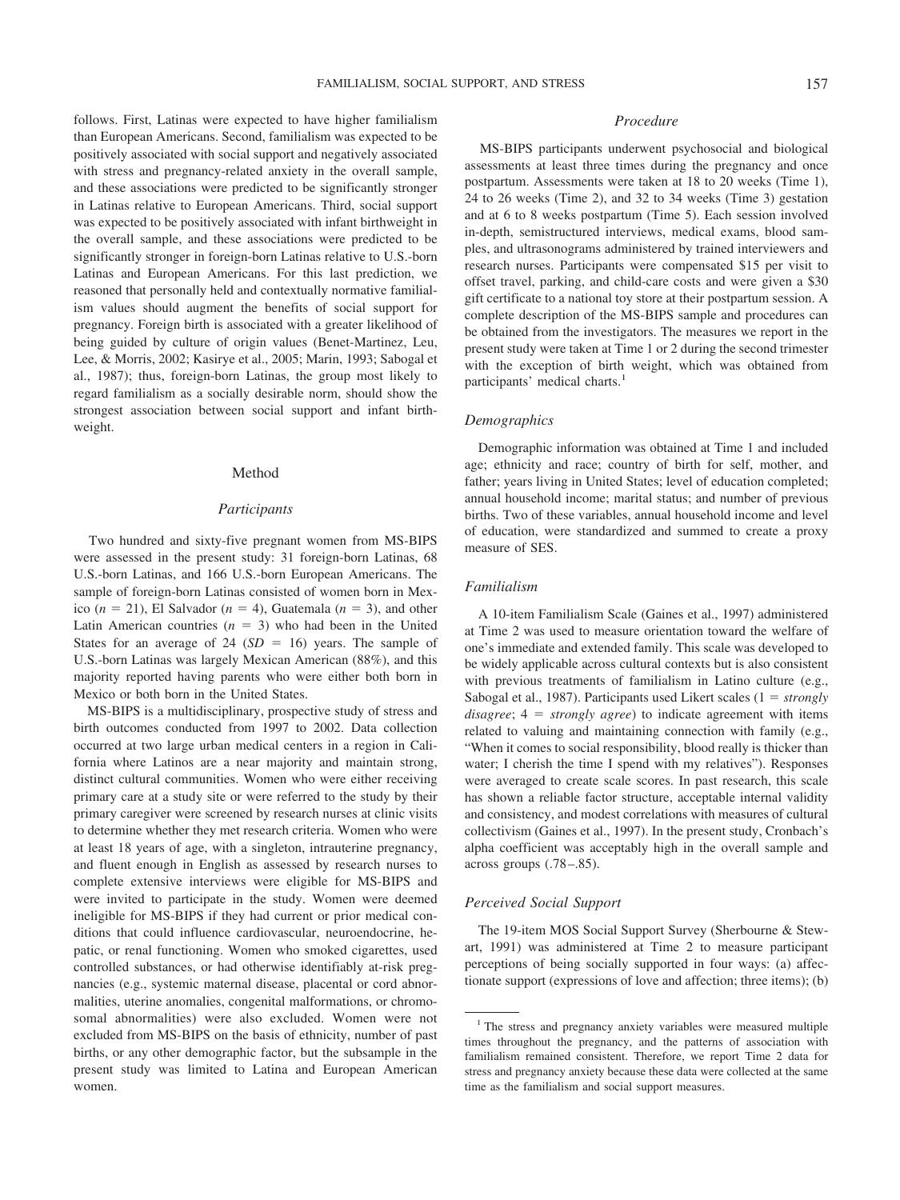follows. First, Latinas were expected to have higher familialism than European Americans. Second, familialism was expected to be positively associated with social support and negatively associated with stress and pregnancy-related anxiety in the overall sample, and these associations were predicted to be significantly stronger in Latinas relative to European Americans. Third, social support was expected to be positively associated with infant birthweight in the overall sample, and these associations were predicted to be significantly stronger in foreign-born Latinas relative to U.S.-born Latinas and European Americans. For this last prediction, we reasoned that personally held and contextually normative familialism values should augment the benefits of social support for pregnancy. Foreign birth is associated with a greater likelihood of being guided by culture of origin values (Benet-Martinez, Leu, Lee, & Morris, 2002; Kasirye et al., 2005; Marin, 1993; Sabogal et al., 1987); thus, foreign-born Latinas, the group most likely to regard familialism as a socially desirable norm, should show the strongest association between social support and infant birthweight.

# Method

## Participants

Two hundred and sixty-five pregnant women from MS-BIPS were assessed in the present study: 31 foreign-born Latinas, 68 U.S.-born Latinas, and 166 U.S.-born European Americans. The sample of foreign-born Latinas consisted of women born in Mexico ($n = 21$), El Salvador ($n = 4$), Guatemala ($n = 3$), and other Latin American countries ($n = 3$) who had been in the United States for an average of 24 ($SD = 16$) years. The sample of U.S.-born Latinas was largely Mexican American (88%), and this majority reported having parents who were either both born in Mexico or both born in the United States.

MS-BIPS is a multidisciplinary, prospective study of stress and birth outcomes conducted from 1997 to 2002. Data collection occurred at two large urban medical centers in a region in California where Latinos are a near majority and maintain strong, distinct cultural communities. Women who were either receiving primary care at a study site or were referred to the study by their primary caregiver were screened by research nurses at clinic visits to determine whether they met research criteria. Women who were at least 18 years of age, with a singleton, intrauterine pregnancy, and fluent enough in English as assessed by research nurses to complete extensive interviews were eligible for MS-BIPS and were invited to participate in the study. Women were deemed ineligible for MS-BIPS if they had current or prior medical conditions that could influence cardiovascular, neuroendocrine, hepatic, or renal functioning. Women who smoked cigarettes, used controlled substances, or had otherwise identifiably at-risk pregnancies (e.g., systemic maternal disease, placental or cord abnormalities, uterine anomalies, congenital malformations, or chromosomal abnormalities) were also excluded. Women were not excluded from MS-BIPS on the basis of ethnicity, number of past births, or any other demographic factor, but the subsample in the present study was limited to Latina and European American women.

## Procedure

MS-BIPS participants underwent psychosocial and biological assessments at least three times during the pregnancy and once postpartum. Assessments were taken at 18 to 20 weeks (Time 1), 24 to 26 weeks (Time 2), and 32 to 34 weeks (Time 3) gestation and at 6 to 8 weeks postpartum (Time 5). Each session involved in-depth, semistructured interviews, medical exams, blood samples, and ultrasonograms administered by trained interviewers and research nurses. Participants were compensated $15 per visit to offset travel, parking, and child-care costs and were given a $30 gift certificate to a national toy store at their postpartum session. A complete description of the MS-BIPS sample and procedures can be obtained from the investigators. The measures we report in the present study were taken at Time 1 or 2 during the second trimester with the exception of birth weight, which was obtained from participants' medical charts.[1]

## Demographics

Demographic information was obtained at Time 1 and included age; ethnicity and race; country of birth for self, mother, and father; years living in United States; level of education completed; annual household income; marital status; and number of previous births. Two of these variables, annual household income and level of education, were standardized and summed to create a proxy measure of SES.

## Familialism

A 10-item Familialism Scale (Gaines et al., 1997) administered at Time 2 was used to measure orientation toward the welfare of one's immediate and extended family. This scale was developed to be widely applicable across cultural contexts but is also consistent with previous treatments of familialism in Latino culture (e.g., Sabogal et al., 1987). Participants used Likert scales (1 = *strongly disagree*; 4 = *strongly agree*) to indicate agreement with items related to valuing and maintaining connection with family (e.g., "When it comes to social responsibility, blood really is thicker than water; I cherish the time I spend with my relatives"). Responses were averaged to create scale scores. In past research, this scale has shown a reliable factor structure, acceptable internal validity and consistency, and modest correlations with measures of cultural collectivism (Gaines et al., 1997). In the present study, Cronbach's alpha coefficient was acceptably high in the overall sample and across groups (.78–.85).

## Perceived Social Support

The 19-item MOS Social Support Survey (Sherbourne & Stewart, 1991) was administered at Time 2 to measure participant perceptions of being socially supported in four ways: (a) affectionate support (expressions of love and affection; three items); (b)

---

[1] The stress and pregnancy anxiety variables were measured multiple times throughout the pregnancy, and the patterns of association with familialism remained consistent. Therefore, we report Time 2 data for stress and pregnancy anxiety because these data were collected at the same time as the familialism and social support measures.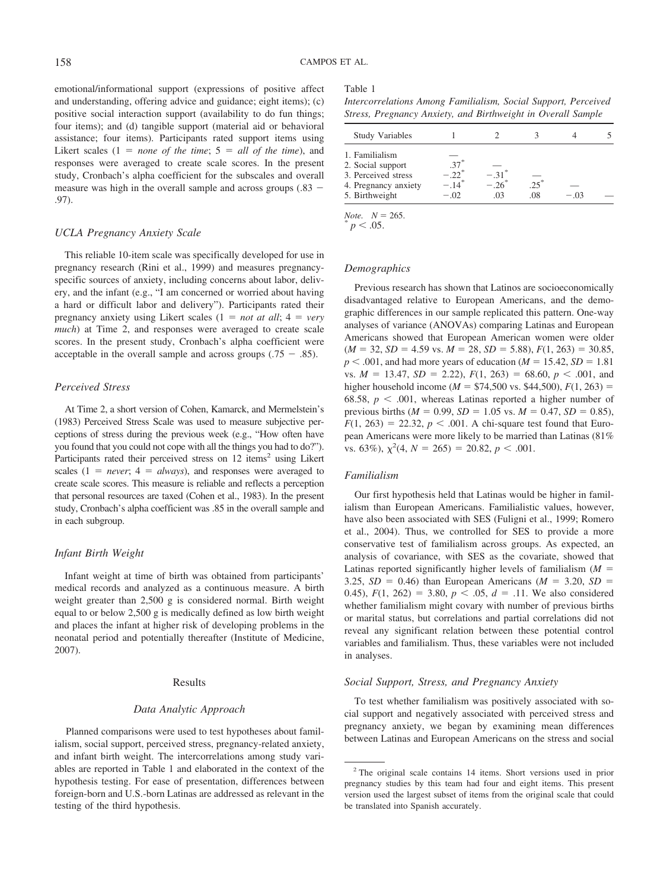emotional/informational support (expressions of positive affect and understanding, offering advice and guidance; eight items); (c) positive social interaction support (availability to do fun things; four items); and (d) tangible support (material aid or behavioral assistance; four items). Participants rated support items using Likert scales (1 = *none of the time*; 5 = *all of the time*), and responses were averaged to create scale scores. In the present study, Cronbach's alpha coefficient for the subscales and overall measure was high in the overall sample and across groups (.83 − .97).

### UCLA Pregnancy Anxiety Scale

This reliable 10-item scale was specifically developed for use in pregnancy research (Rini et al., 1999) and measures pregnancy-specific sources of anxiety, including concerns about labor, delivery, and the infant (e.g., "I am concerned or worried about having a hard or difficult labor and delivery"). Participants rated their pregnancy anxiety using Likert scales (1 = *not at all*; 4 = *very much*) at Time 2, and responses were averaged to create scale scores. In the present study, Cronbach's alpha coefficient were acceptable in the overall sample and across groups (.75 − .85).

### Perceived Stress

At Time 2, a short version of Cohen, Kamarck, and Mermelstein's (1983) Perceived Stress Scale was used to measure subjective perceptions of stress during the previous week (e.g., "How often have you found that you could not cope with all the things you had to do?"). Participants rated their perceived stress on 12 items[2] using Likert scales (1 = *never*; 4 = *always*), and responses were averaged to create scale scores. This measure is reliable and reflects a perception that personal resources are taxed (Cohen et al., 1983). In the present study, Cronbach's alpha coefficient was .85 in the overall sample and in each subgroup.

### Infant Birth Weight

Infant weight at time of birth was obtained from participants' medical records and analyzed as a continuous measure. A birth weight greater than 2,500 g is considered normal. Birth weight equal to or below 2,500 g is medically defined as low birth weight and places the infant at higher risk of developing problems in the neonatal period and potentially thereafter (Institute of Medicine, 2007).

## Results

### Data Analytic Approach

Planned comparisons were used to test hypotheses about familialism, social support, perceived stress, pregnancy-related anxiety, and infant birth weight. The intercorrelations among study variables are reported in Table 1 and elaborated in the context of the hypothesis testing. For ease of presentation, differences between foreign-born and U.S.-born Latinas are addressed as relevant in the testing of the third hypothesis.

Table 1
*Intercorrelations Among Familialism, Social Support, Perceived Stress, Pregnancy Anxiety, and Birthweight in Overall Sample*

| Study Variables | 1 | 2 | 3 | 4 | 5 |
|---|---|---|---|---|---|
| 1. Familialism | — | | | | |
| 2. Social support | .37* | — | | | |
| 3. Perceived stress | −.22* | −.31* | — | | |
| 4. Pregnancy anxiety | −.14* | −.26* | .25* | — | |
| 5. Birthweight | −.02 | .03 | .08 | −.03 | — |

*Note.* $N = 265$.
* $p < .05$.

### Demographics

Previous research has shown that Latinos are socioeconomically disadvantaged relative to European Americans, and the demographic differences in our sample replicated this pattern. One-way analyses of variance (ANOVAs) comparing Latinas and European Americans showed that European American women were older ($M = 32$, $SD = 4.59$ vs. $M = 28$, $SD = 5.88$), $F(1, 263) = 30.85$, $p < .001$, and had more years of education ($M = 15.42$, $SD = 1.81$ vs. $M = 13.47$, $SD = 2.22$), $F(1, 263) = 68.60$, $p < .001$, and higher household income ($M = \$74{,}500$ vs. $\$44{,}500$), $F(1, 263) = 68.58$, $p < .001$, whereas Latinas reported a higher number of previous births ($M = 0.99$, $SD = 1.05$ vs. $M = 0.47$, $SD = 0.85$), $F(1, 263) = 22.32$, $p < .001$. A chi-square test found that European Americans were more likely to be married than Latinas (81% vs. 63%), $\chi^2(4, N = 265) = 20.82$, $p < .001$.

### Familialism

Our first hypothesis held that Latinas would be higher in familialism than European Americans. Familialistic values, however, have also been associated with SES (Fuligni et al., 1999; Romero et al., 2004). Thus, we controlled for SES to provide a more conservative test of familialism across groups. As expected, an analysis of covariance, with SES as the covariate, showed that Latinas reported significantly higher levels of familialism ($M = 3.25$, $SD = 0.46$) than European Americans ($M = 3.20$, $SD = 0.45$), $F(1, 262) = 3.80$, $p < .05$, $d = .11$. We also considered whether familialism might covary with number of previous births or marital status, but correlations and partial correlations did not reveal any significant relation between these potential control variables and familialism. Thus, these variables were not included in analyses.

### Social Support, Stress, and Pregnancy Anxiety

To test whether familialism was positively associated with social support and negatively associated with perceived stress and pregnancy anxiety, we began by examining mean differences between Latinas and European Americans on the stress and social

[2] The original scale contains 14 items. Short versions used in prior pregnancy studies by this team had four and eight items. This present version used the largest subset of items from the original scale that could be translated into Spanish accurately.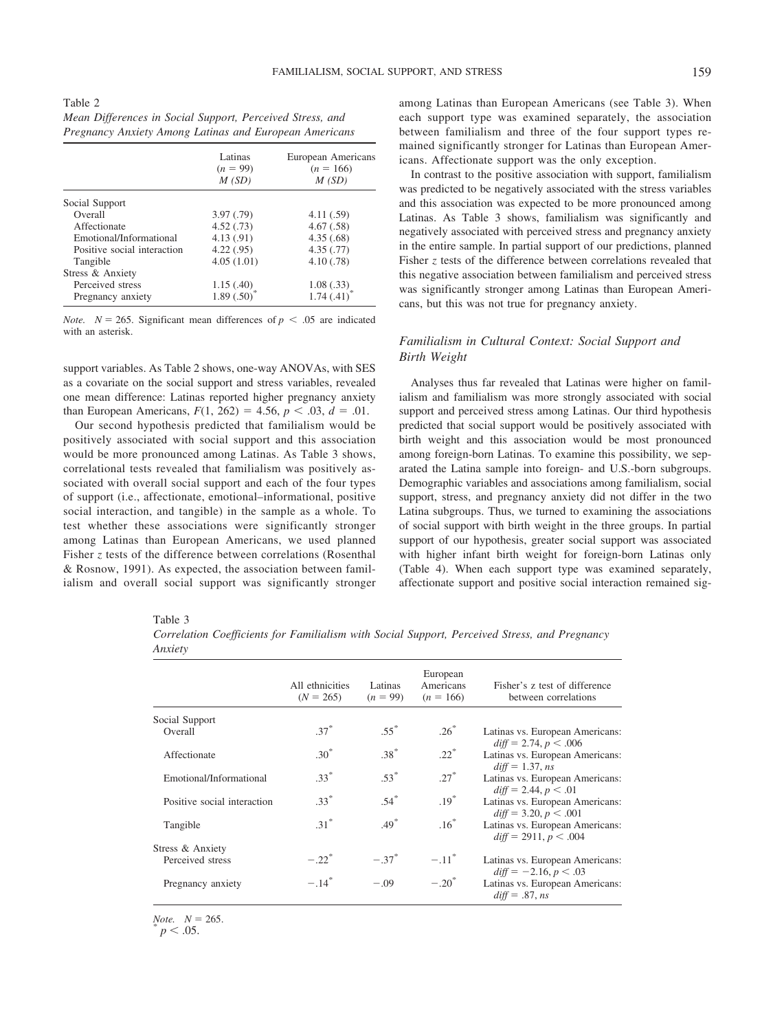Table 2
*Mean Differences in Social Support, Perceived Stress, and Pregnancy Anxiety Among Latinas and European Americans*

| | Latinas ($n = 99$) $M$ ($SD$) | European Americans ($n = 166$) $M$ ($SD$) |
|---|---|---|
| Social Support | | |
| Overall | 3.97 (.79) | 4.11 (.59) |
| Affectionate | 4.52 (.73) | 4.67 (.58) |
| Emotional/Informational | 4.13 (.91) | 4.35 (.68) |
| Positive social interaction | 4.22 (.95) | 4.35 (.77) |
| Tangible | 4.05 (1.01) | 4.10 (.78) |
| Stress & Anxiety | | |
| Perceived stress | 1.15 (.40) | 1.08 (.33) |
| Pregnancy anxiety | 1.89 (.50)* | 1.74 (.41)* |

*Note.* $N = 265$. Significant mean differences of $p < .05$ are indicated with an asterisk.

support variables. As Table 2 shows, one-way ANOVAs, with SES as a covariate on the social support and stress variables, revealed one mean difference: Latinas reported higher pregnancy anxiety than European Americans, $F(1, 262) = 4.56$, $p < .03$, $d = .01$.

Our second hypothesis predicted that familialism would be positively associated with social support and this association would be more pronounced among Latinas. As Table 3 shows, correlational tests revealed that familialism was positively associated with overall social support and each of the four types of support (i.e., affectionate, emotional–informational, positive social interaction, and tangible) in the sample as a whole. To test whether these associations were significantly stronger among Latinas than European Americans, we used planned Fisher $z$ tests of the difference between correlations (Rosenthal & Rosnow, 1991). As expected, the association between familialism and overall social support was significantly stronger among Latinas than European Americans (see Table 3). When each support type was examined separately, the association between familialism and three of the four support types remained significantly stronger for Latinas than European Americans. Affectionate support was the only exception.

In contrast to the positive association with support, familialism was predicted to be negatively associated with the stress variables and this association was expected to be more pronounced among Latinas. As Table 3 shows, familialism was significantly and negatively associated with perceived stress and pregnancy anxiety in the entire sample. In partial support of our predictions, planned Fisher $z$ tests of the difference between correlations revealed that this negative association between familialism and perceived stress was significantly stronger among Latinas than European Americans, but this was not true for pregnancy anxiety.

### *Familialism in Cultural Context: Social Support and Birth Weight*

Analyses thus far revealed that Latinas were higher on familialism and familialism was more strongly associated with social support and perceived stress among Latinas. Our third hypothesis predicted that social support would be positively associated with birth weight and this association would be most pronounced among foreign-born Latinas. To examine this possibility, we separated the Latina sample into foreign- and U.S.-born subgroups. Demographic variables and associations among familialism, social support, stress, and pregnancy anxiety did not differ in the two Latina subgroups. Thus, we turned to examining the associations of social support with birth weight in the three groups. In partial support of our hypothesis, greater social support was associated with higher infant birth weight for foreign-born Latinas only (Table 4). When each support type was examined separately, affectionate support and positive social interaction remained sig-

Table 3
*Correlation Coefficients for Familialism with Social Support, Perceived Stress, and Pregnancy Anxiety*

| | All ethnicities ($N = 265$) | Latinas ($n = 99$) | European Americans ($n = 166$) | Fisher's z test of difference between correlations |
|---|---|---|---|---|
| Social Support | | | | |
| Overall | .37* | .55* | .26* | Latinas vs. European Americans: $diff = 2.74$, $p < .006$ |
| Affectionate | .30* | .38* | .22* | Latinas vs. European Americans: $diff = 1.37$, *ns* |
| Emotional/Informational | .33* | .53* | .27* | Latinas vs. European Americans: $diff = 2.44$, $p < .01$ |
| Positive social interaction | .33* | .54* | .19* | Latinas vs. European Americans: $diff = 3.20$, $p < .001$ |
| Tangible | .31* | .49* | .16* | Latinas vs. European Americans: $diff = 2911$, $p < .004$ |
| Stress & Anxiety | | | | |
| Perceived stress | −.22* | −.37* | −.11* | Latinas vs. European Americans: $diff = -2.16$, $p < .03$ |
| Pregnancy anxiety | −.14* | −.09 | −.20* | Latinas vs. European Americans: $diff = .87$, *ns* |

*Note.* $N = 265$.
* $p < .05$.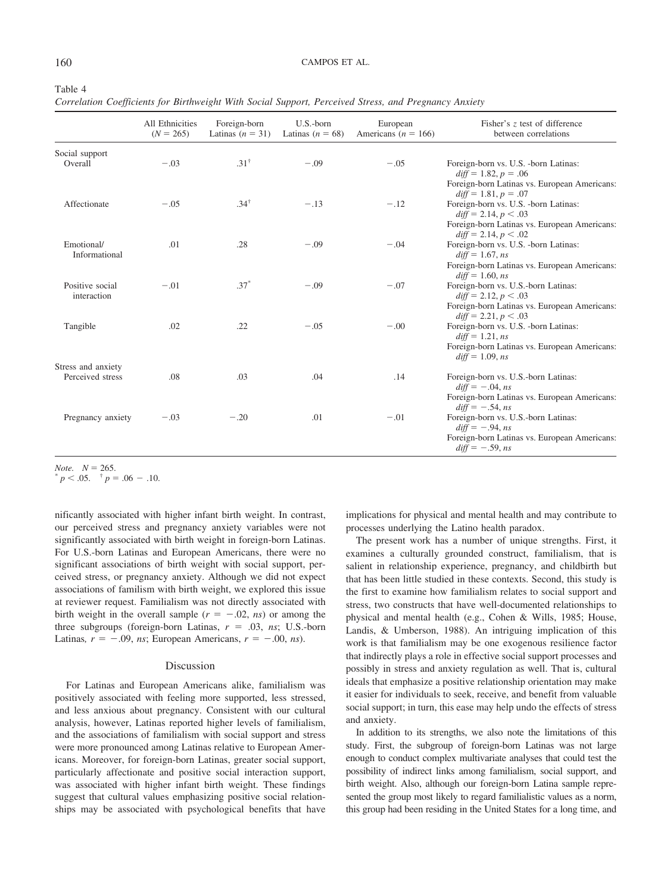Table 4
*Correlation Coefficients for Birthweight With Social Support, Perceived Stress, and Pregnancy Anxiety*

| | All Ethnicities ($N = 265$) | Foreign-born Latinas ($n = 31$) | U.S.-born Latinas ($n = 68$) | European Americans ($n = 166$) | Fisher's $z$ test of difference between correlations |
|---|---|---|---|---|---|
| Social support | | | | | |
| Overall | −.03 | .31[†] | −.09 | −.05 | Foreign-born vs. U.S. -born Latinas: $diff = 1.82$, $p = .06$ Foreign-born Latinas vs. European Americans: $diff = 1.81$, $p = .07$ |
| Affectionate | −.05 | .34[†] | −.13 | −.12 | Foreign-born vs. U.S. -born Latinas: $diff = 2.14$, $p < .03$ Foreign-born Latinas vs. European Americans: $diff = 2.14$, $p < .02$ |
| Emotional/Informational | .01 | .28 | −.09 | −.04 | Foreign-born vs. U.S. -born Latinas: $diff = 1.67$, *ns* Foreign-born Latinas vs. European Americans: $diff = 1.60$, *ns* |
| Positive social interaction | −.01 | .37[*] | −.09 | −.07 | Foreign-born vs. U.S.-born Latinas: $diff = 2.12$, $p < .03$ Foreign-born Latinas vs. European Americans: $diff = 2.21$, $p < .03$ |
| Tangible | .02 | .22 | −.05 | −.00 | Foreign-born vs. U.S. -born Latinas: $diff = 1.21$, *ns* Foreign-born Latinas vs. European Americans: $diff = 1.09$, *ns* |
| Stress and anxiety | | | | | |
| Perceived stress | .08 | .03 | .04 | .14 | Foreign-born vs. U.S.-born Latinas: $diff = -.04$, *ns* Foreign-born Latinas vs. European Americans: $diff = -.54$, *ns* |
| Pregnancy anxiety | −.03 | −.20 | .01 | −.01 | Foreign-born vs. U.S.-born Latinas: $diff = -.94$, *ns* Foreign-born Latinas vs. European Americans: $diff = -.59$, *ns* |

*Note.* $N = 265$.
[*] $p < .05$. [†] $p = .06 - .10$.

nificantly associated with higher infant birth weight. In contrast, our perceived stress and pregnancy anxiety variables were not significantly associated with birth weight in foreign-born Latinas. For U.S.-born Latinas and European Americans, there were no significant associations of birth weight with social support, perceived stress, or pregnancy anxiety. Although we did not expect associations of familism with birth weight, we explored this issue at reviewer request. Familialism was not directly associated with birth weight in the overall sample ($r = -.02$, *ns*) or among the three subgroups (foreign-born Latinas, $r = .03$, *ns*; U.S.-born Latinas, $r = -.09$, *ns*; European Americans, $r = -.00$, *ns*).

## Discussion

For Latinas and European Americans alike, familialism was positively associated with feeling more supported, less stressed, and less anxious about pregnancy. Consistent with our cultural analysis, however, Latinas reported higher levels of familialism, and the associations of familialism with social support and stress were more pronounced among Latinas relative to European Americans. Moreover, for foreign-born Latinas, greater social support, particularly affectionate and positive social interaction support, was associated with higher infant birth weight. These findings suggest that cultural values emphasizing positive social relationships may be associated with psychological benefits that have implications for physical and mental health and may contribute to processes underlying the Latino health paradox.

The present work has a number of unique strengths. First, it examines a culturally grounded construct, familialism, that is salient in relationship experience, pregnancy, and childbirth but that has been little studied in these contexts. Second, this study is the first to examine how familialism relates to social support and stress, two constructs that have well-documented relationships to physical and mental health (e.g., Cohen & Wills, 1985; House, Landis, & Umberson, 1988). An intriguing implication of this work is that familialism may be one exogenous resilience factor that indirectly plays a role in effective social support processes and possibly in stress and anxiety regulation as well. That is, cultural ideals that emphasize a positive relationship orientation may make it easier for individuals to seek, receive, and benefit from valuable social support; in turn, this ease may help undo the effects of stress and anxiety.

In addition to its strengths, we also note the limitations of this study. First, the subgroup of foreign-born Latinas was not large enough to conduct complex multivariate analyses that could test the possibility of indirect links among familialism, social support, and birth weight. Also, although our foreign-born Latina sample represented the group most likely to regard familialistic values as a norm, this group had been residing in the United States for a long time, and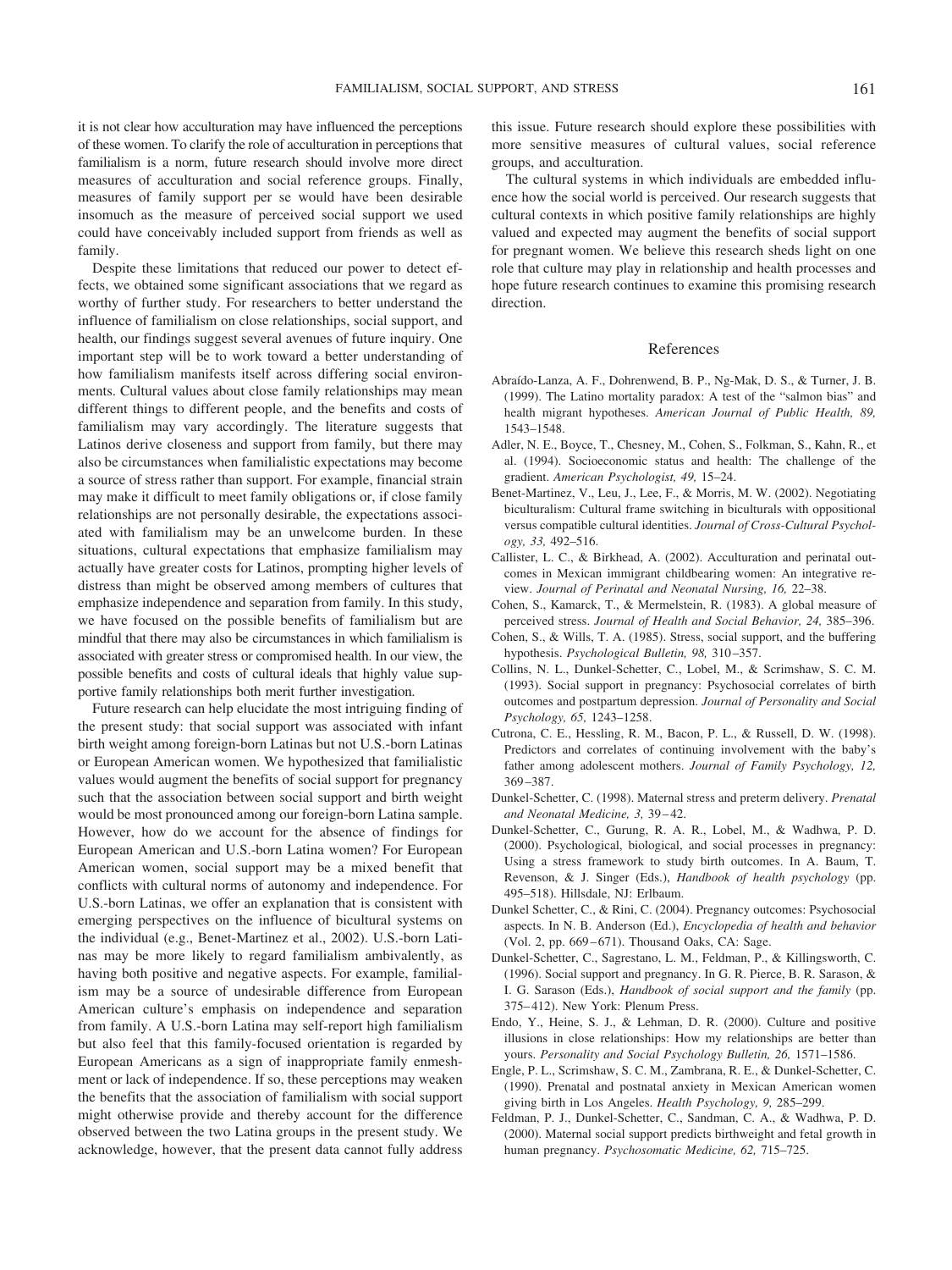it is not clear how acculturation may have influenced the perceptions of these women. To clarify the role of acculturation in perceptions that familialism is a norm, future research should involve more direct measures of acculturation and social reference groups. Finally, measures of family support per se would have been desirable insomuch as the measure of perceived social support we used could have conceivably included support from friends as well as family.

Despite these limitations that reduced our power to detect effects, we obtained some significant associations that we regard as worthy of further study. For researchers to better understand the influence of familialism on close relationships, social support, and health, our findings suggest several avenues of future inquiry. One important step will be to work toward a better understanding of how familialism manifests itself across differing social environments. Cultural values about close family relationships may mean different things to different people, and the benefits and costs of familialism may vary accordingly. The literature suggests that Latinos derive closeness and support from family, but there may also be circumstances when familialistic expectations may become a source of stress rather than support. For example, financial strain may make it difficult to meet family obligations or, if close family relationships are not personally desirable, the expectations associated with familialism may be an unwelcome burden. In these situations, cultural expectations that emphasize familialism may actually have greater costs for Latinos, prompting higher levels of distress than might be observed among members of cultures that emphasize independence and separation from family. In this study, we have focused on the possible benefits of familialism but are mindful that there may also be circumstances in which familialism is associated with greater stress or compromised health. In our view, the possible benefits and costs of cultural ideals that highly value supportive family relationships both merit further investigation.

Future research can help elucidate the most intriguing finding of the present study: that social support was associated with infant birth weight among foreign-born Latinas but not U.S.-born Latinas or European American women. We hypothesized that familialistic values would augment the benefits of social support for pregnancy such that the association between social support and birth weight would be most pronounced among our foreign-born Latina sample. However, how do we account for the absence of findings for European American and U.S.-born Latina women? For European American women, social support may be a mixed benefit that conflicts with cultural norms of autonomy and independence. For U.S.-born Latinas, we offer an explanation that is consistent with emerging perspectives on the influence of bicultural systems on the individual (e.g., Benet-Martinez et al., 2002). U.S.-born Latinas may be more likely to regard familialism ambivalently, as having both positive and negative aspects. For example, familialism may be a source of undesirable difference from European American culture's emphasis on independence and separation from family. A U.S.-born Latina may self-report high familialism but also feel that this family-focused orientation is regarded by European Americans as a sign of inappropriate family enmeshment or lack of independence. If so, these perceptions may weaken the benefits that the association of familialism with social support might otherwise provide and thereby account for the difference observed between the two Latina groups in the present study. We acknowledge, however, that the present data cannot fully address this issue. Future research should explore these possibilities with more sensitive measures of cultural values, social reference groups, and acculturation.

The cultural systems in which individuals are embedded influence how the social world is perceived. Our research suggests that cultural contexts in which positive family relationships are highly valued and expected may augment the benefits of social support for pregnant women. We believe this research sheds light on one role that culture may play in relationship and health processes and hope future research continues to examine this promising research direction.

## References

Abraído-Lanza, A. F., Dohrenwend, B. P., Ng-Mak, D. S., & Turner, J. B. (1999). The Latino mortality paradox: A test of the "salmon bias" and health migrant hypotheses. *American Journal of Public Health, 89,* 1543–1548.

Adler, N. E., Boyce, T., Chesney, M., Cohen, S., Folkman, S., Kahn, R., et al. (1994). Socioeconomic status and health: The challenge of the gradient. *American Psychologist, 49,* 15–24.

Benet-Martinez, V., Leu, J., Lee, F., & Morris, M. W. (2002). Negotiating biculturalism: Cultural frame switching in biculturals with oppositional versus compatible cultural identities. *Journal of Cross-Cultural Psychology, 33,* 492–516.

Callister, L. C., & Birkhead, A. (2002). Acculturation and perinatal outcomes in Mexican immigrant childbearing women: An integrative review. *Journal of Perinatal and Neonatal Nursing, 16,* 22–38.

Cohen, S., Kamarck, T., & Mermelstein, R. (1983). A global measure of perceived stress. *Journal of Health and Social Behavior, 24,* 385–396.

Cohen, S., & Wills, T. A. (1985). Stress, social support, and the buffering hypothesis. *Psychological Bulletin, 98,* 310–357.

Collins, N. L., Dunkel-Schetter, C., Lobel, M., & Scrimshaw, S. C. M. (1993). Social support in pregnancy: Psychosocial correlates of birth outcomes and postpartum depression. *Journal of Personality and Social Psychology, 65,* 1243–1258.

Cutrona, C. E., Hessling, R. M., Bacon, P. L., & Russell, D. W. (1998). Predictors and correlates of continuing involvement with the baby's father among adolescent mothers. *Journal of Family Psychology, 12,* 369–387.

Dunkel-Schetter, C. (1998). Maternal stress and preterm delivery. *Prenatal and Neonatal Medicine, 3,* 39–42.

Dunkel-Schetter, C., Gurung, R. A. R., Lobel, M., & Wadhwa, P. D. (2000). Psychological, biological, and social processes in pregnancy: Using a stress framework to study birth outcomes. In A. Baum, T. Revenson, & J. Singer (Eds.), *Handbook of health psychology* (pp. 495–518). Hillsdale, NJ: Erlbaum.

Dunkel Schetter, C., & Rini, C. (2004). Pregnancy outcomes: Psychosocial aspects. In N. B. Anderson (Ed.), *Encyclopedia of health and behavior* (Vol. 2, pp. 669–671). Thousand Oaks, CA: Sage.

Dunkel-Schetter, C., Sagrestano, L. M., Feldman, P., & Killingsworth, C. (1996). Social support and pregnancy. In G. R. Pierce, B. R. Sarason, & I. G. Sarason (Eds.), *Handbook of social support and the family* (pp. 375–412). New York: Plenum Press.

Endo, Y., Heine, S. J., & Lehman, D. R. (2000). Culture and positive illusions in close relationships: How my relationships are better than yours. *Personality and Social Psychology Bulletin, 26,* 1571–1586.

Engle, P. L., Scrimshaw, S. C. M., Zambrana, R. E., & Dunkel-Schetter, C. (1990). Prenatal and postnatal anxiety in Mexican American women giving birth in Los Angeles. *Health Psychology, 9,* 285–299.

Feldman, P. J., Dunkel-Schetter, C., Sandman, C. A., & Wadhwa, P. D. (2000). Maternal social support predicts birthweight and fetal growth in human pregnancy. *Psychosomatic Medicine, 62,* 715–725.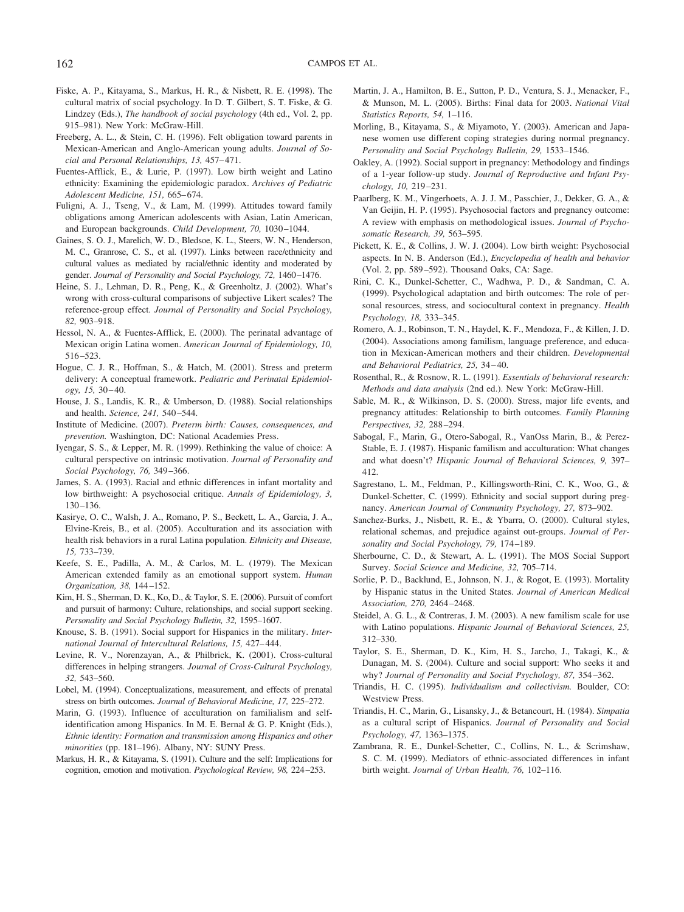Fiske, A. P., Kitayama, S., Markus, H. R., & Nisbett, R. E. (1998). The cultural matrix of social psychology. In D. T. Gilbert, S. T. Fiske, & G. Lindzey (Eds.), *The handbook of social psychology* (4th ed., Vol. 2, pp. 915–981). New York: McGraw-Hill.

Freeberg, A. L., & Stein, C. H. (1996). Felt obligation toward parents in Mexican-American and Anglo-American young adults. *Journal of Social and Personal Relationships, 13,* 457–471.

Fuentes-Afflick, E., & Lurie, P. (1997). Low birth weight and Latino ethnicity: Examining the epidemiologic paradox. *Archives of Pediatric Adolescent Medicine, 151,* 665–674.

Fuligni, A. J., Tseng, V., & Lam, M. (1999). Attitudes toward family obligations among American adolescents with Asian, Latin American, and European backgrounds. *Child Development, 70,* 1030–1044.

Gaines, S. O. J., Marelich, W. D., Bledsoe, K. L., Steers, W. N., Henderson, M. C., Granrose, C. S., et al. (1997). Links between race/ethnicity and cultural values as mediated by racial/ethnic identity and moderated by gender. *Journal of Personality and Social Psychology, 72,* 1460–1476.

Heine, S. J., Lehman, D. R., Peng, K., & Greenholtz, J. (2002). What's wrong with cross-cultural comparisons of subjective Likert scales? The reference-group effect. *Journal of Personality and Social Psychology, 82,* 903–918.

Hessol, N. A., & Fuentes-Afflick, E. (2000). The perinatal advantage of Mexican origin Latina women. *American Journal of Epidemiology, 10,* 516–523.

Hogue, C. J. R., Hoffman, S., & Hatch, M. (2001). Stress and preterm delivery: A conceptual framework. *Pediatric and Perinatal Epidemiology, 15,* 30–40.

House, J. S., Landis, K. R., & Umberson, D. (1988). Social relationships and health. *Science, 241,* 540–544.

Institute of Medicine. (2007). *Preterm birth: Causes, consequences, and prevention.* Washington, DC: National Academies Press.

Iyengar, S. S., & Lepper, M. R. (1999). Rethinking the value of choice: A cultural perspective on intrinsic motivation. *Journal of Personality and Social Psychology, 76,* 349–366.

James, S. A. (1993). Racial and ethnic differences in infant mortality and low birthweight: A psychosocial critique. *Annals of Epidemiology, 3,* 130–136.

Kasirye, O. C., Walsh, J. A., Romano, P. S., Beckett, L. A., Garcia, J. A., Elvine-Kreis, B., et al. (2005). Acculturation and its association with health risk behaviors in a rural Latina population. *Ethnicity and Disease, 15,* 733–739.

Keefe, S. E., Padilla, A. M., & Carlos, M. L. (1979). The Mexican American extended family as an emotional support system. *Human Organization, 38,* 144–152.

Kim, H. S., Sherman, D. K., Ko, D., & Taylor, S. E. (2006). Pursuit of comfort and pursuit of harmony: Culture, relationships, and social support seeking. *Personality and Social Psychology Bulletin, 32,* 1595–1607.

Knouse, S. B. (1991). Social support for Hispanics in the military. *International Journal of Intercultural Relations, 15,* 427–444.

Levine, R. V., Norenzayan, A., & Philbrick, K. (2001). Cross-cultural differences in helping strangers. *Journal of Cross-Cultural Psychology, 32,* 543–560.

Lobel, M. (1994). Conceptualizations, measurement, and effects of prenatal stress on birth outcomes. *Journal of Behavioral Medicine, 17,* 225–272.

Marin, G. (1993). Influence of acculturation on familialism and self-identification among Hispanics. In M. E. Bernal & G. P. Knight (Eds.), *Ethnic identity: Formation and transmission among Hispanics and other minorities* (pp. 181–196). Albany, NY: SUNY Press.

Markus, H. R., & Kitayama, S. (1991). Culture and the self: Implications for cognition, emotion and motivation. *Psychological Review, 98,* 224–253.

Martin, J. A., Hamilton, B. E., Sutton, P. D., Ventura, S. J., Menacker, F., & Munson, M. L. (2005). Births: Final data for 2003. *National Vital Statistics Reports, 54,* 1–116.

Morling, B., Kitayama, S., & Miyamoto, Y. (2003). American and Japanese women use different coping strategies during normal pregnancy. *Personality and Social Psychology Bulletin, 29,* 1533–1546.

Oakley, A. (1992). Social support in pregnancy: Methodology and findings of a 1-year follow-up study. *Journal of Reproductive and Infant Psychology, 10,* 219–231.

Paarlberg, K. M., Vingerhoets, A. J. J. M., Passchier, J., Dekker, G. A., & Van Geijin, H. P. (1995). Psychosocial factors and pregnancy outcome: A review with emphasis on methodological issues. *Journal of Psychosomatic Research, 39,* 563–595.

Pickett, K. E., & Collins, J. W. J. (2004). Low birth weight: Psychosocial aspects. In N. B. Anderson (Ed.), *Encyclopedia of health and behavior* (Vol. 2, pp. 589–592). Thousand Oaks, CA: Sage.

Rini, C. K., Dunkel-Schetter, C., Wadhwa, P. D., & Sandman, C. A. (1999). Psychological adaptation and birth outcomes: The role of personal resources, stress, and sociocultural context in pregnancy. *Health Psychology, 18,* 333–345.

Romero, A. J., Robinson, T. N., Haydel, K. F., Mendoza, F., & Killen, J. D. (2004). Associations among familism, language preference, and education in Mexican-American mothers and their children. *Developmental and Behavioral Pediatrics, 25,* 34–40.

Rosenthal, R., & Rosnow, R. L. (1991). *Essentials of behavioral research: Methods and data analysis* (2nd ed.). New York: McGraw-Hill.

Sable, M. R., & Wilkinson, D. S. (2000). Stress, major life events, and pregnancy attitudes: Relationship to birth outcomes. *Family Planning Perspectives, 32,* 288–294.

Sabogal, F., Marin, G., Otero-Sabogal, R., VanOss Marin, B., & Perez-Stable, E. J. (1987). Hispanic familism and acculturation: What changes and what doesn't? *Hispanic Journal of Behavioral Sciences, 9,* 397–412.

Sagrestano, L. M., Feldman, P., Killingsworth-Rini, C. K., Woo, G., & Dunkel-Schetter, C. (1999). Ethnicity and social support during pregnancy. *American Journal of Community Psychology, 27,* 873–902.

Sanchez-Burks, J., Nisbett, R. E., & Ybarra, O. (2000). Cultural styles, relational schemas, and prejudice against out-groups. *Journal of Personality and Social Psychology, 79,* 174–189.

Sherbourne, C. D., & Stewart, A. L. (1991). The MOS Social Support Survey. *Social Science and Medicine, 32,* 705–714.

Sorlie, P. D., Backlund, E., Johnson, N. J., & Rogot, E. (1993). Mortality by Hispanic status in the United States. *Journal of American Medical Association, 270,* 2464–2468.

Steidel, A. G. L., & Contreras, J. M. (2003). A new familism scale for use with Latino populations. *Hispanic Journal of Behavioral Sciences, 25,* 312–330.

Taylor, S. E., Sherman, D. K., Kim, H. S., Jarcho, J., Takagi, K., & Dunagan, M. S. (2004). Culture and social support: Who seeks it and why? *Journal of Personality and Social Psychology, 87,* 354–362.

Triandis, H. C. (1995). *Individualism and collectivism.* Boulder, CO: Westview Press.

Triandis, H. C., Marin, G., Lisansky, J., & Betancourt, H. (1984). *Simpatia* as a cultural script of Hispanics. *Journal of Personality and Social Psychology, 47,* 1363–1375.

Zambrana, R. E., Dunkel-Schetter, C., Collins, N. L., & Scrimshaw, S. C. M. (1999). Mediators of ethnic-associated differences in infant birth weight. *Journal of Urban Health, 76,* 102–116.